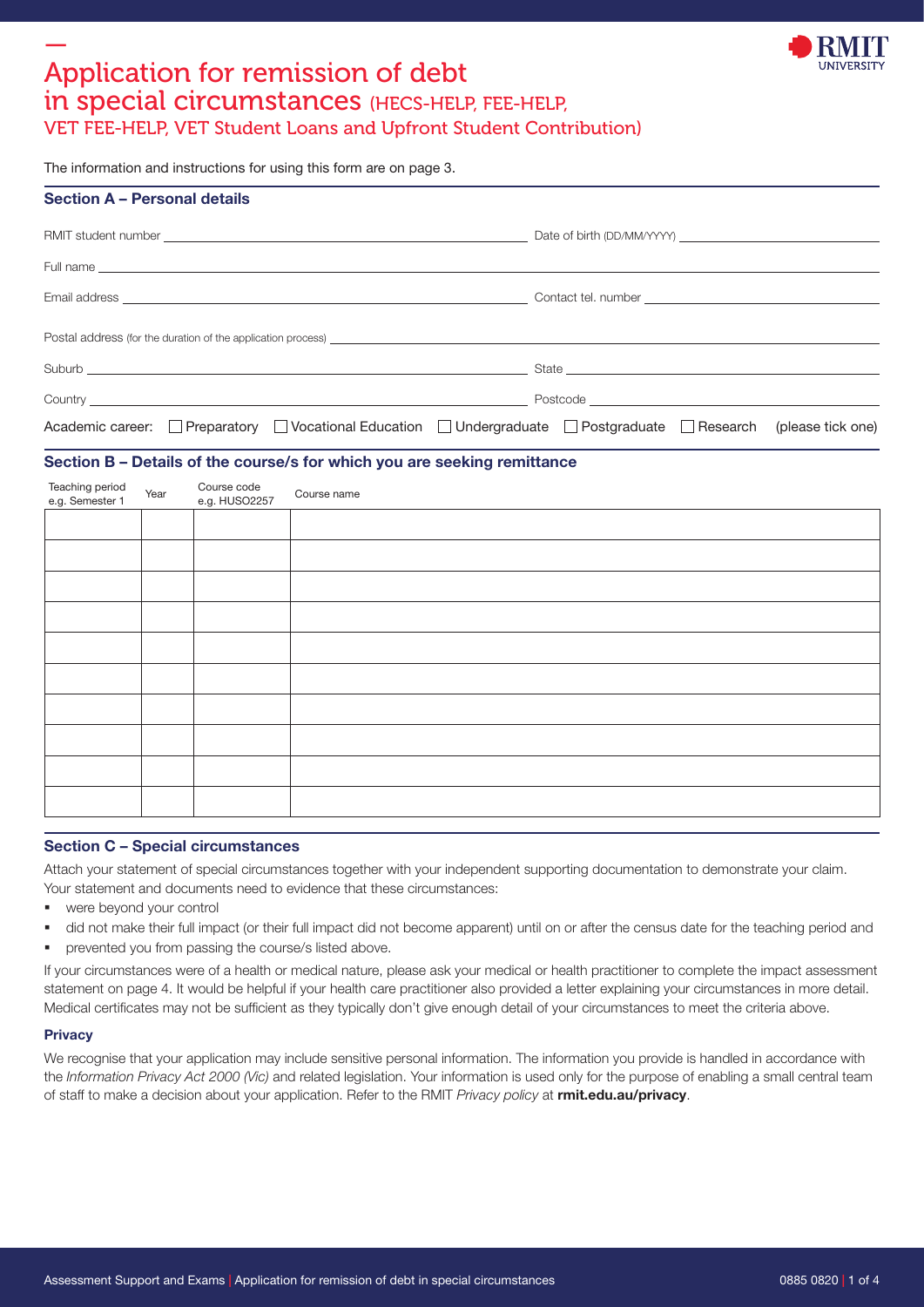# Application for remission of debt in special circumstances (HECS-HELP, FEE-HELP, VET FEE-HELP, VET Student Loans and Upfront Student Contribution)

The information and instructions for using this form are on page 3.

## Section A – Personal details

RMIT student number ______________________ Date of birth (DD/MM/YYYY) ______________________

Full name ______________________

Email address ______________________ Contact tel. number ______________________

Postal address (for the duration of the application process) ______________________

Suburb ______________________ State ______________________

Country ______________________ Postcode ______________________

Academic career: ☐ Preparatory ☐ Vocational Education ☐ Undergraduate ☐ Postgraduate ☐ Research (please tick one)

## Section B – Details of the course/s for which you are seeking remittance

| Teaching period e.g. Semester 1 | Year | Course code e.g. HUSO2257 | Course name |
|---|---|---|---|
| | | | |
| | | | |
| | | | |
| | | | |
| | | | |
| | | | |
| | | | |
| | | | |
| | | | |
| | | | |

## Section C – Special circumstances

Attach your statement of special circumstances together with your independent supporting documentation to demonstrate your claim. Your statement and documents need to evidence that these circumstances:

- were beyond your control
- did not make their full impact (or their full impact did not become apparent) until on or after the census date for the teaching period and
- prevented you from passing the course/s listed above.

If your circumstances were of a health or medical nature, please ask your medical or health practitioner to complete the impact assessment statement on page 4. It would be helpful if your health care practitioner also provided a letter explaining your circumstances in more detail. Medical certificates may not be sufficient as they typically don't give enough detail of your circumstances to meet the criteria above.

### Privacy

We recognise that your application may include sensitive personal information. The information you provide is handled in accordance with the *Information Privacy Act 2000 (Vic)* and related legislation. Your information is used only for the purpose of enabling a small central team of staff to make a decision about your application. Refer to the RMIT *Privacy policy* at **rmit.edu.au/privacy**.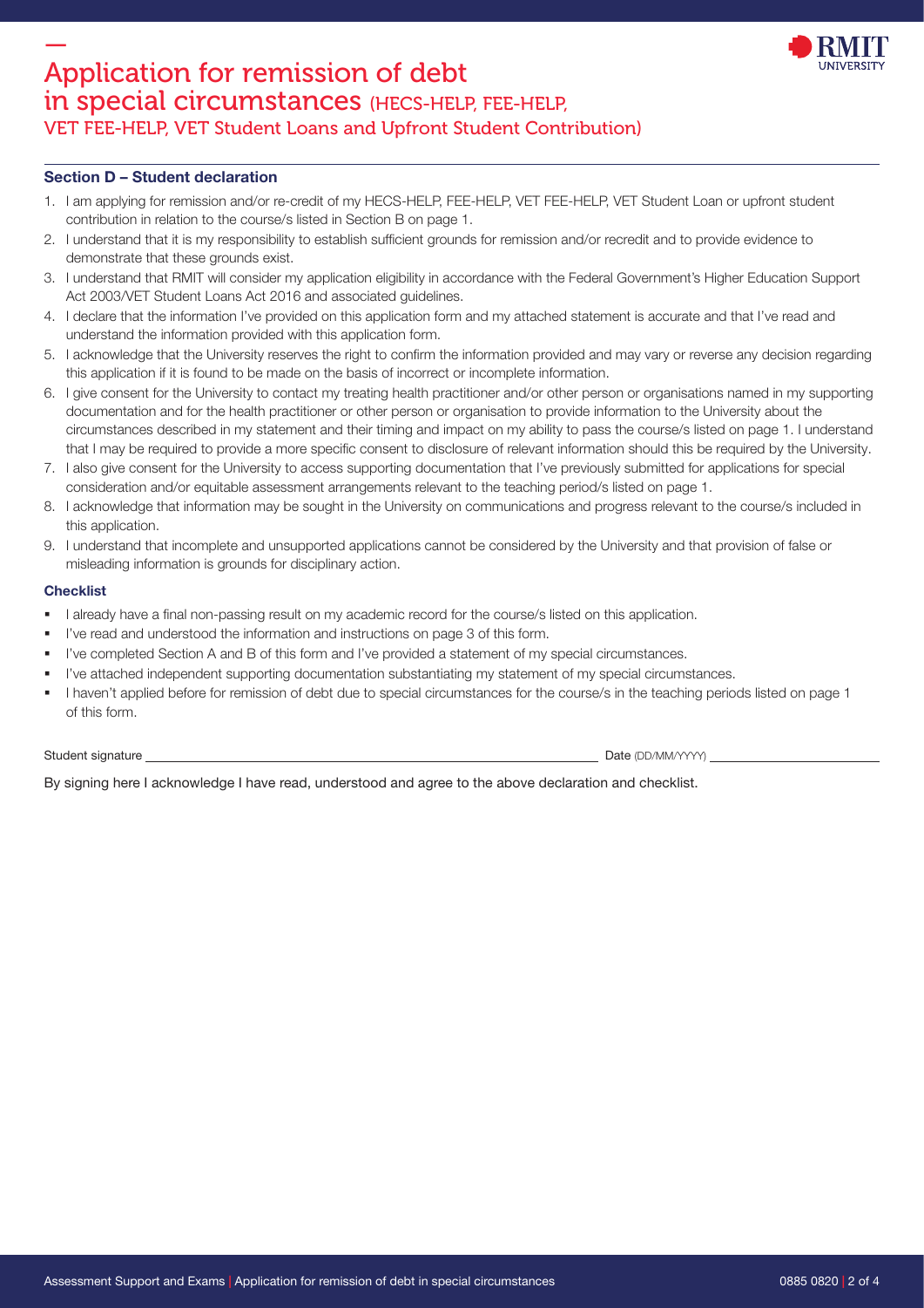# Application for remission of debt in special circumstances (HECS-HELP, FEE-HELP, VET FEE-HELP, VET Student Loans and Upfront Student Contribution)

## Section D – Student declaration

1. I am applying for remission and/or re-credit of my HECS-HELP, FEE-HELP, VET FEE-HELP, VET Student Loan or upfront student contribution in relation to the course/s listed in Section B on page 1.
2. I understand that it is my responsibility to establish sufficient grounds for remission and/or recredit and to provide evidence to demonstrate that these grounds exist.
3. I understand that RMIT will consider my application eligibility in accordance with the Federal Government's Higher Education Support Act 2003/VET Student Loans Act 2016 and associated guidelines.
4. I declare that the information I've provided on this application form and my attached statement is accurate and that I've read and understand the information provided with this application form.
5. I acknowledge that the University reserves the right to confirm the information provided and may vary or reverse any decision regarding this application if it is found to be made on the basis of incorrect or incomplete information.
6. I give consent for the University to contact my treating health practitioner and/or other person or organisations named in my supporting documentation and for the health practitioner or other person or organisation to provide information to the University about the circumstances described in my statement and their timing and impact on my ability to pass the course/s listed on page 1. I understand that I may be required to provide a more specific consent to disclosure of relevant information should this be required by the University.
7. I also give consent for the University to access supporting documentation that I've previously submitted for applications for special consideration and/or equitable assessment arrangements relevant to the teaching period/s listed on page 1.
8. I acknowledge that information may be sought in the University on communications and progress relevant to the course/s included in this application.
9. I understand that incomplete and unsupported applications cannot be considered by the University and that provision of false or misleading information is grounds for disciplinary action.

### Checklist

- I already have a final non-passing result on my academic record for the course/s listed on this application.
- I've read and understood the information and instructions on page 3 of this form.
- I've completed Section A and B of this form and I've provided a statement of my special circumstances.
- I've attached independent supporting documentation substantiating my statement of my special circumstances.
- I haven't applied before for remission of debt due to special circumstances for the course/s in the teaching periods listed on page 1 of this form.

Student signature ______________________________ Date (DD/MM/YYYY) ______________

By signing here I acknowledge I have read, understood and agree to the above declaration and checklist.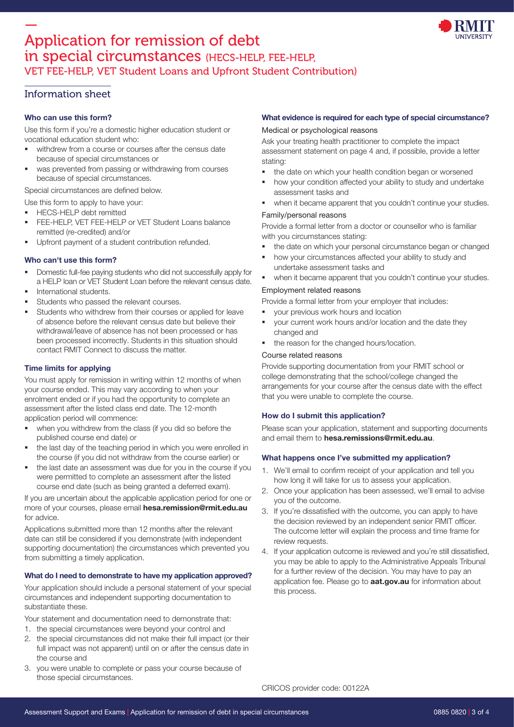# Application for remission of debt in special circumstances (HECS-HELP, FEE-HELP, VET FEE-HELP, VET Student Loans and Upfront Student Contribution)

## Information sheet

### Who can use this form?

Use this form if you're a domestic higher education student or vocational education student who:

- withdrew from a course or courses after the census date because of special circumstances or
- was prevented from passing or withdrawing from courses because of special circumstances.

Special circumstances are defined below.

Use this form to apply to have your:

- HECS-HELP debt remitted
- FEE-HELP, VET FEE-HELP or VET Student Loans balance remitted (re-credited) and/or
- Upfront payment of a student contribution refunded.

### Who can't use this form?

- Domestic full-fee paying students who did not successfully apply for a HELP loan or VET Student Loan before the relevant census date.
- International students.
- Students who passed the relevant courses.
- Students who withdrew from their courses or applied for leave of absence before the relevant census date but believe their withdrawal/leave of absence has not been processed or has been processed incorrectly. Students in this situation should contact RMIT Connect to discuss the matter.

### Time limits for applying

You must apply for remission in writing within 12 months of when your course ended. This may vary according to when your enrolment ended or if you had the opportunity to complete an assessment after the listed class end date. The 12-month application period will commence:

- when you withdrew from the class (if you did so before the published course end date) or
- the last day of the teaching period in which you were enrolled in the course (if you did not withdraw from the course earlier) or
- the last date an assessment was due for you in the course if you were permitted to complete an assessment after the listed course end date (such as being granted a deferred exam).

If you are uncertain about the applicable application period for one or more of your courses, please email **hesa.remission@rmit.edu.au** for advice.

Applications submitted more than 12 months after the relevant date can still be considered if you demonstrate (with independent supporting documentation) the circumstances which prevented you from submitting a timely application.

### What do I need to demonstrate to have my application approved?

Your application should include a personal statement of your special circumstances and independent supporting documentation to substantiate these.

Your statement and documentation need to demonstrate that:

1. the special circumstances were beyond your control and
2. the special circumstances did not make their full impact (or their full impact was not apparent) until on or after the census date in the course and
3. you were unable to complete or pass your course because of those special circumstances.

### What evidence is required for each type of special circumstance?

#### Medical or psychological reasons

Ask your treating health practitioner to complete the impact assessment statement on page 4 and, if possible, provide a letter stating:

- the date on which your health condition began or worsened
- how your condition affected your ability to study and undertake assessment tasks and
- when it became apparent that you couldn't continue your studies.

#### Family/personal reasons

Provide a formal letter from a doctor or counsellor who is familiar with you circumstances stating:

- the date on which your personal circumstance began or changed
- how your circumstances affected your ability to study and undertake assessment tasks and
- when it became apparent that you couldn't continue your studies.

#### Employment related reasons

Provide a formal letter from your employer that includes:

- your previous work hours and location
- your current work hours and/or location and the date they changed and
- the reason for the changed hours/location.

#### Course related reasons

Provide supporting documentation from your RMIT school or college demonstrating that the school/college changed the arrangements for your course after the census date with the effect that you were unable to complete the course.

### How do I submit this application?

Please scan your application, statement and supporting documents and email them to **hesa.remissions@rmit.edu.au**.

### What happens once I've submitted my application?

1. We'll email to confirm receipt of your application and tell you how long it will take for us to assess your application.
2. Once your application has been assessed, we'll email to advise you of the outcome.
3. If you're dissatisfied with the outcome, you can apply to have the decision reviewed by an independent senior RMIT officer. The outcome letter will explain the process and time frame for review requests.
4. If your application outcome is reviewed and you're still dissatisfied, you may be able to apply to the Administrative Appeals Tribunal for a further review of the decision. You may have to pay an application fee. Please go to **aat.gov.au** for information about this process.

CRICOS provider code: 00122A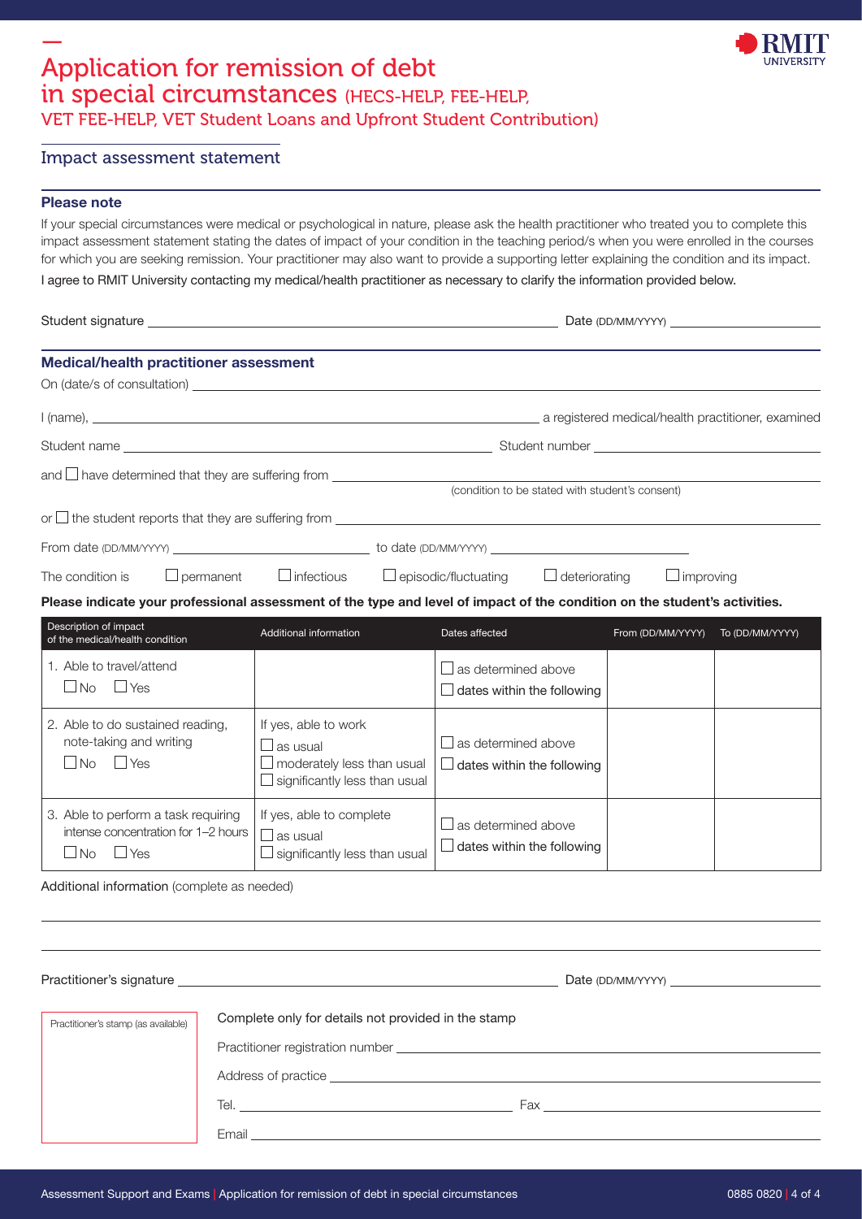# Application for remission of debt in special circumstances (HECS-HELP, FEE-HELP, VET FEE-HELP, VET Student Loans and Upfront Student Contribution)

## Impact assessment statement

### Please note

If your special circumstances were medical or psychological in nature, please ask the health practitioner who treated you to complete this impact assessment statement stating the dates of impact of your condition in the teaching period/s when you were enrolled in the courses for which you are seeking remission. Your practitioner may also want to provide a supporting letter explaining the condition and its impact.

I agree to RMIT University contacting my medical/health practitioner as necessary to clarify the information provided below.

Student signature \_\_\_\_\_\_\_\_\_\_\_\_\_\_\_\_\_\_\_\_ Date (DD/MM/YYYY) \_\_\_\_\_\_\_\_\_\_

### Medical/health practitioner assessment

On (date/s of consultation) \_\_\_\_\_\_\_\_\_\_\_\_\_\_\_\_\_\_\_\_

I (name), \_\_\_\_\_\_\_\_\_\_\_\_\_\_\_\_\_\_\_\_ a registered medical/health practitioner, examined

Student name \_\_\_\_\_\_\_\_\_\_\_\_\_\_\_\_\_\_\_\_ Student number \_\_\_\_\_\_\_\_\_\_

and ☐ have determined that they are suffering from \_\_\_\_\_\_\_\_\_\_\_\_\_\_\_\_\_\_\_\_
(condition to be stated with student's consent)

or ☐ the student reports that they are suffering from \_\_\_\_\_\_\_\_\_\_\_\_\_\_\_\_\_\_\_\_

From date (DD/MM/YYYY) \_\_\_\_\_\_\_\_\_\_ to date (DD/MM/YYYY) \_\_\_\_\_\_\_\_\_\_

The condition is ☐ permanent ☐ infectious ☐ episodic/fluctuating ☐ deteriorating ☐ improving

**Please indicate your professional assessment of the type and level of impact of the condition on the student's activities.**

| Description of impact of the medical/health condition | Additional information | Dates affected | From (DD/MM/YYYY) | To (DD/MM/YYYY) |
|---|---|---|---|---|
| 1. Able to travel/attend<br>☐ No ☐ Yes | | ☐ as determined above<br>☐ dates within the following | | |
| 2. Able to do sustained reading, note-taking and writing<br>☐ No ☐ Yes | If yes, able to work<br>☐ as usual<br>☐ moderately less than usual<br>☐ significantly less than usual | ☐ as determined above<br>☐ dates within the following | | |
| 3. Able to perform a task requiring intense concentration for 1–2 hours<br>☐ No ☐ Yes | If yes, able to complete<br>☐ as usual<br>☐ significantly less than usual | ☐ as determined above<br>☐ dates within the following | | |

Additional information (complete as needed)

\_\_\_\_\_\_\_\_\_\_\_\_\_\_\_\_\_\_\_\_

\_\_\_\_\_\_\_\_\_\_\_\_\_\_\_\_\_\_\_\_

Practitioner's signature \_\_\_\_\_\_\_\_\_\_\_\_\_\_\_\_\_\_\_\_ Date (DD/MM/YYYY) \_\_\_\_\_\_\_\_\_\_

Practitioner's stamp (as available)

Complete only for details not provided in the stamp

Practitioner registration number \_\_\_\_\_\_\_\_\_\_\_\_\_\_\_\_\_\_\_\_

Address of practice \_\_\_\_\_\_\_\_\_\_\_\_\_\_\_\_\_\_\_\_

Tel. \_\_\_\_\_\_\_\_\_\_ Fax \_\_\_\_\_\_\_\_\_\_

Email \_\_\_\_\_\_\_\_\_\_\_\_\_\_\_\_\_\_\_\_